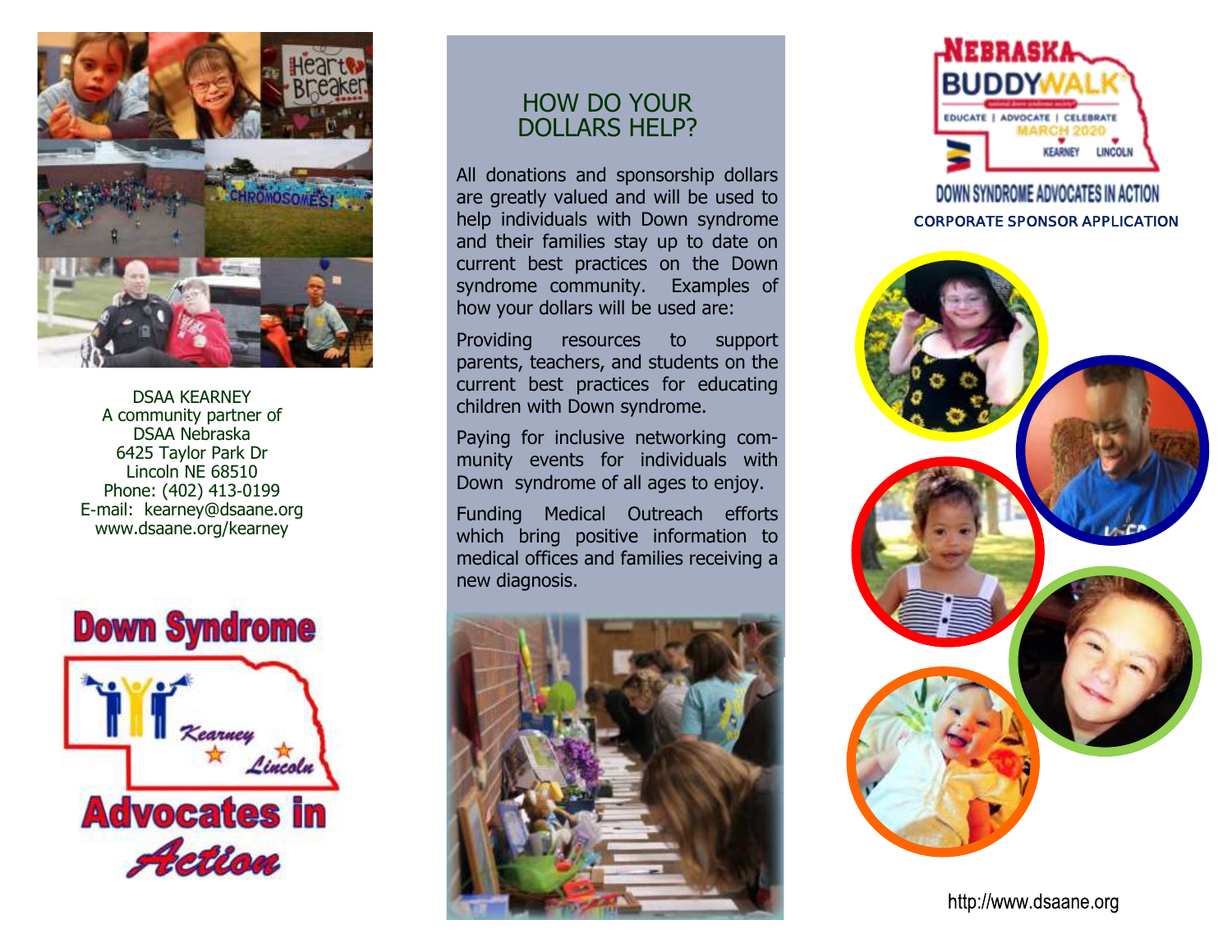DSAA KEARNEY
A community partner of
DSAA Nebraska
6425 Taylor Park Dr
Lincoln NE 68510
Phone: (402) 413-0199
E-mail: kearney@dsaane.org
www.dsaane.org/kearney

Down Syndrome Advocates in Action

Kearney Lincoln

## HOW DO YOUR DOLLARS HELP?

All donations and sponsorship dollars are greatly valued and will be used to help individuals with Down syndrome and their families stay up to date on current best practices on the Down syndrome community. Examples of how your dollars will be used are:

Providing resources to support parents, teachers, and students on the current best practices for educating children with Down syndrome.

Paying for inclusive networking community events for individuals with Down syndrome of all ages to enjoy.

Funding Medical Outreach efforts which bring positive information to medical offices and families receiving a new diagnosis.

# NEBRASKA BUDDYWALK

EDUCATE | ADVOCATE | CELEBRATE
MARCH 2020
KEARNEY LINCOLN

DOWN SYNDROME ADVOCATES IN ACTION

## CORPORATE SPONSOR APPLICATION

http://www.dsaane.org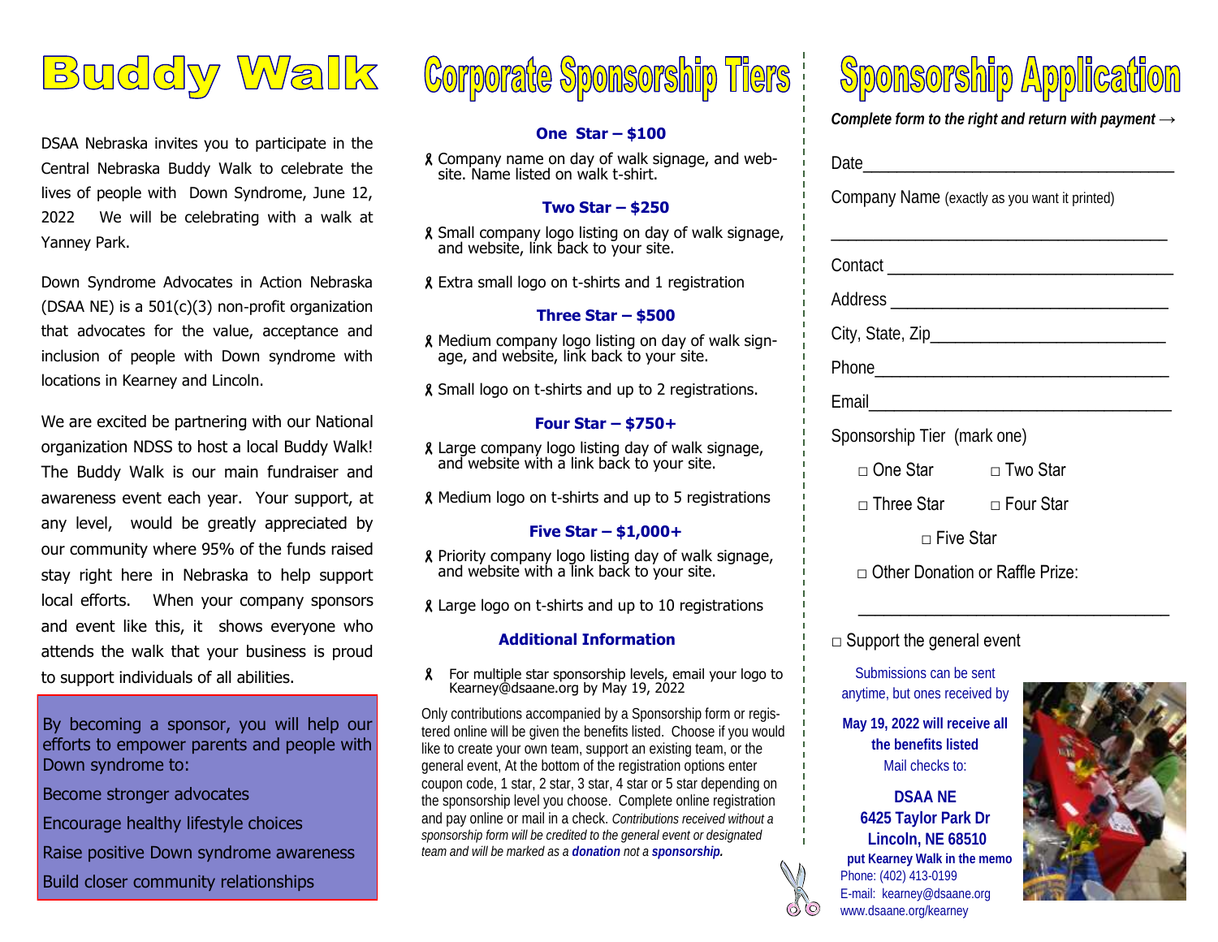# Buddy Walk

DSAA Nebraska invites you to participate in the Central Nebraska Buddy Walk to celebrate the lives of people with Down Syndrome, June 12, 2022 We will be celebrating with a walk at Yanney Park.

Down Syndrome Advocates in Action Nebraska (DSAA NE) is a 501(c)(3) non-profit organization that advocates for the value, acceptance and inclusion of people with Down syndrome with locations in Kearney and Lincoln.

We are excited be partnering with our National organization NDSS to host a local Buddy Walk! The Buddy Walk is our main fundraiser and awareness event each year. Your support, at any level, would be greatly appreciated by our community where 95% of the funds raised stay right here in Nebraska to help support local efforts. When your company sponsors and event like this, it shows everyone who attends the walk that your business is proud to support individuals of all abilities.

By becoming a sponsor, you will help our efforts to empower parents and people with Down syndrome to:

Become stronger advocates

Encourage healthy lifestyle choices

Raise positive Down syndrome awareness

Build closer community relationships

# Corporate Sponsorship Tiers

**One Star – $100**

- Company name on day of walk signage, and web-site. Name listed on walk t-shirt.

**Two Star – $250**

- Small company logo listing on day of walk signage, and website, link back to your site.
- Extra small logo on t-shirts and 1 registration

**Three Star – $500**

- Medium company logo listing on day of walk sign-age, and website, link back to your site.
- Small logo on t-shirts and up to 2 registrations.

**Four Star – $750+**

- Large company logo listing day of walk signage, and website with a link back to your site.
- Medium logo on t-shirts and up to 5 registrations

**Five Star – $1,000+**

- Priority company logo listing day of walk signage, and website with a link back to your site.
- Large logo on t-shirts and up to 10 registrations

**Additional Information**

- For multiple star sponsorship levels, email your logo to Kearney@dsaane.org by May 19, 2022

Only contributions accompanied by a Sponsorship form or registered online will be given the benefits listed. Choose if you would like to create your own team, support an existing team, or the general event, At the bottom of the registration options enter coupon code, 1 star, 2 star, 3 star, 4 star or 5 star depending on the sponsorship level you choose. Complete online registration and pay online or mail in a check. *Contributions received without a sponsorship form will be credited to the general event or designated team and will be marked as a **donation** not a **sponsorship.***

# Sponsorship Application

***Complete form to the right and return with payment →***

Date\_\_\_\_\_\_\_\_\_\_\_\_\_\_\_\_\_\_\_\_\_\_\_\_\_\_\_\_\_\_\_\_

Company Name (exactly as you want it printed)

\_\_\_\_\_\_\_\_\_\_\_\_\_\_\_\_\_\_\_\_\_\_\_\_\_\_\_\_\_\_\_\_\_\_\_\_

Contact \_\_\_\_\_\_\_\_\_\_\_\_\_\_\_\_\_\_\_\_\_\_\_\_\_\_\_\_\_\_

Address \_\_\_\_\_\_\_\_\_\_\_\_\_\_\_\_\_\_\_\_\_\_\_\_\_\_\_\_\_

City, State, Zip\_\_\_\_\_\_\_\_\_\_\_\_\_\_\_\_\_\_\_\_\_\_\_\_\_

Phone\_\_\_\_\_\_\_\_\_\_\_\_\_\_\_\_\_\_\_\_\_\_\_\_\_\_\_\_\_\_\_

Email\_\_\_\_\_\_\_\_\_\_\_\_\_\_\_\_\_\_\_\_\_\_\_\_\_\_\_\_\_\_\_\_

Sponsorship Tier (mark one)

□ One Star □ Two Star

□ Three Star □ Four Star

□ Five Star

□ Other Donation or Raffle Prize:

\_\_\_\_\_\_\_\_\_\_\_\_\_\_\_\_\_\_\_\_\_\_\_\_\_\_\_\_\_\_\_\_\_\_

□ Support the general event

Submissions can be sent anytime, but ones received by

**May 19, 2022 will receive all the benefits listed**

Mail checks to:

**DSAA NE**
**6425 Taylor Park Dr**
**Lincoln, NE 68510**

**put Kearney Walk in the memo**

Phone: (402) 413-0199
E-mail: kearney@dsaane.org
www.dsaane.org/kearney